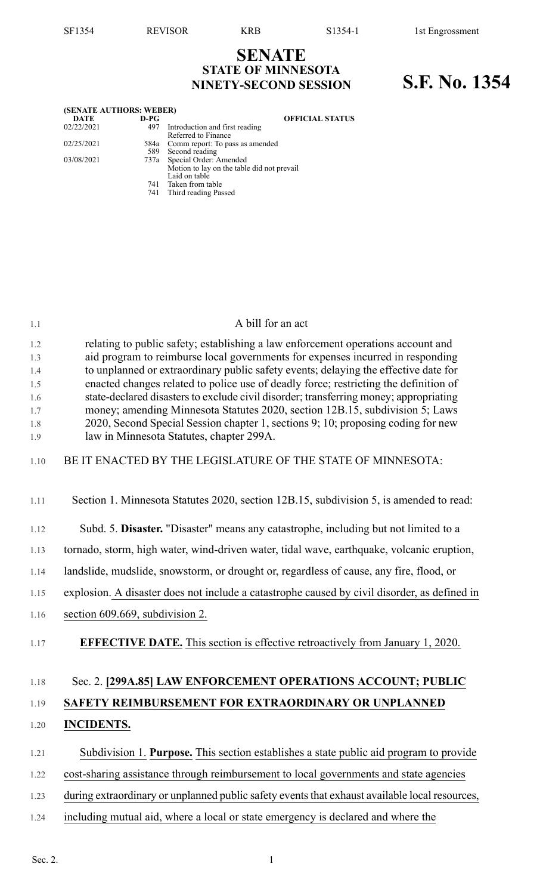# SENATE
## STATE OF MINNESOTA
## NINETY-SECOND SESSION

# S.F. No. 1354

**(SENATE AUTHORS: WEBER)**

| DATE | D-PG | OFFICIAL STATUS |
|---|---|---|
| 02/22/2021 | 497 | Introduction and first reading<br>Referred to Finance |
| 02/25/2021 | 584a | Comm report: To pass as amended |
| | 589 | Second reading |
| 03/08/2021 | 737a | Special Order: Amended<br>Motion to lay on the table did not prevail<br>Laid on table |
| | 741 | Taken from table |
| | 741 | Third reading Passed |

A bill for an act

relating to public safety; establishing a law enforcement operations account and aid program to reimburse local governments for expenses incurred in responding to unplanned or extraordinary public safety events; delaying the effective date for enacted changes related to police use of deadly force; restricting the definition of state-declared disasters to exclude civil disorder; transferring money; appropriating money; amending Minnesota Statutes 2020, section 12B.15, subdivision 5; Laws 2020, Second Special Session chapter 1, sections 9; 10; proposing coding for new law in Minnesota Statutes, chapter 299A.

BE IT ENACTED BY THE LEGISLATURE OF THE STATE OF MINNESOTA:

Section 1. Minnesota Statutes 2020, section 12B.15, subdivision 5, is amended to read:

Subd. 5. **Disaster.** "Disaster" means any catastrophe, including but not limited to a tornado, storm, high water, wind-driven water, tidal wave, earthquake, volcanic eruption, landslide, mudslide, snowstorm, or drought or, regardless of cause, any fire, flood, or explosion. <u>A disaster does not include a catastrophe caused by civil disorder, as defined in section 609.669, subdivision 2.</u>

<u>**EFFECTIVE DATE.** This section is effective retroactively from January 1, 2020.</u>

Sec. 2. <u>**[299A.85] LAW ENFORCEMENT OPERATIONS ACCOUNT; PUBLIC SAFETY REIMBURSEMENT FOR EXTRAORDINARY OR UNPLANNED INCIDENTS.**</u>

<u>Subdivision 1. **Purpose.** This section establishes a state public aid program to provide cost-sharing assistance through reimbursement to local governments and state agencies during extraordinary or unplanned public safety events that exhaust available local resources, including mutual aid, where a local or state emergency is declared and where the</u>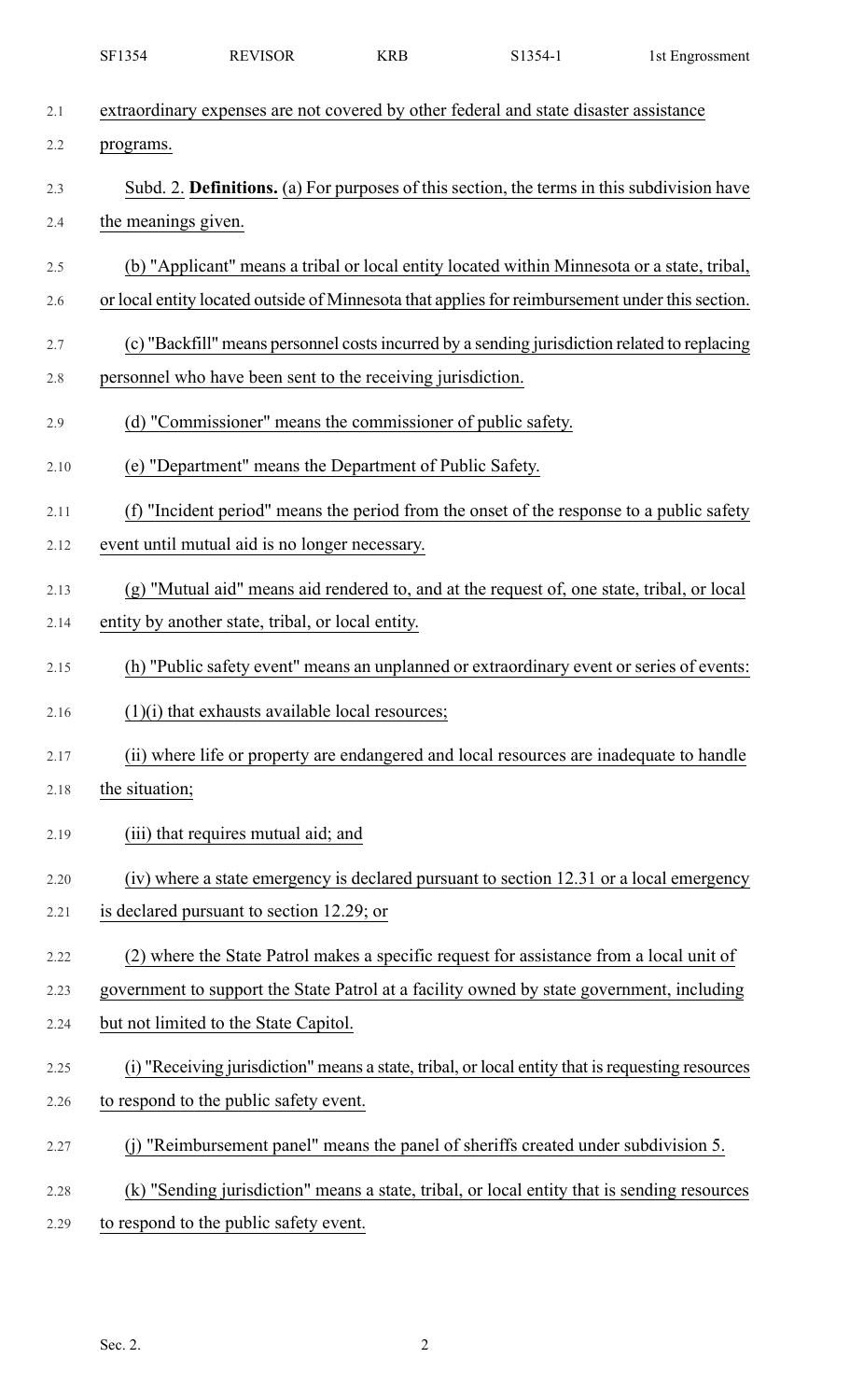extraordinary expenses are not covered by other federal and state disaster assistance programs.

Subd. 2. **Definitions.** (a) For purposes of this section, the terms in this subdivision have the meanings given.

(b) "Applicant" means a tribal or local entity located within Minnesota or a state, tribal, or local entity located outside of Minnesota that applies for reimbursement under this section.

(c) "Backfill" means personnel costs incurred by a sending jurisdiction related to replacing personnel who have been sent to the receiving jurisdiction.

(d) "Commissioner" means the commissioner of public safety.

(e) "Department" means the Department of Public Safety.

(f) "Incident period" means the period from the onset of the response to a public safety event until mutual aid is no longer necessary.

(g) "Mutual aid" means aid rendered to, and at the request of, one state, tribal, or local entity by another state, tribal, or local entity.

(h) "Public safety event" means an unplanned or extraordinary event or series of events:

(1)(i) that exhausts available local resources;

(ii) where life or property are endangered and local resources are inadequate to handle the situation;

(iii) that requires mutual aid; and

(iv) where a state emergency is declared pursuant to section 12.31 or a local emergency is declared pursuant to section 12.29; or

(2) where the State Patrol makes a specific request for assistance from a local unit of government to support the State Patrol at a facility owned by state government, including but not limited to the State Capitol.

(i) "Receiving jurisdiction" means a state, tribal, or local entity that is requesting resources to respond to the public safety event.

(j) "Reimbursement panel" means the panel of sheriffs created under subdivision 5.

(k) "Sending jurisdiction" means a state, tribal, or local entity that is sending resources to respond to the public safety event.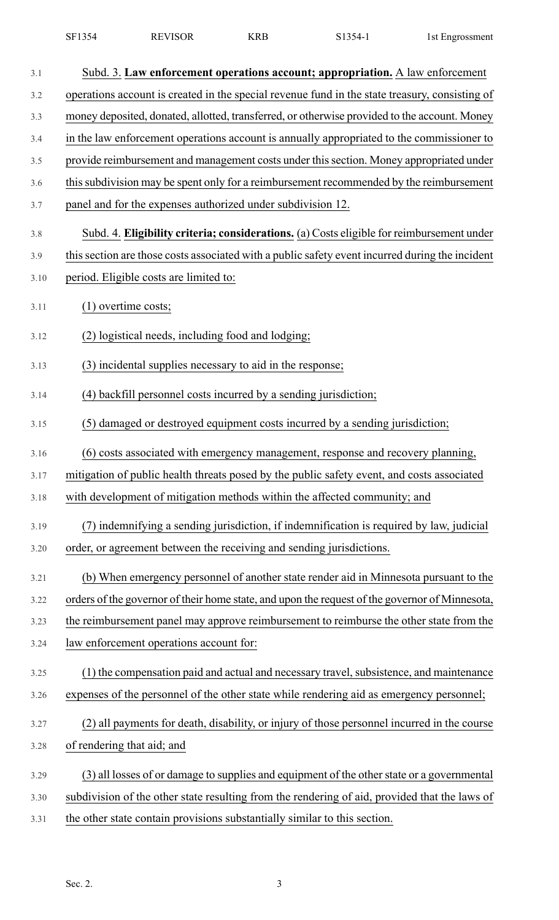Subd. 3. **Law enforcement operations account; appropriation.** A law enforcement operations account is created in the special revenue fund in the state treasury, consisting of money deposited, donated, allotted, transferred, or otherwise provided to the account. Money in the law enforcement operations account is annually appropriated to the commissioner to provide reimbursement and management costs under this section. Money appropriated under this subdivision may be spent only for a reimbursement recommended by the reimbursement panel and for the expenses authorized under subdivision 12.

Subd. 4. **Eligibility criteria; considerations.** (a) Costs eligible for reimbursement under this section are those costs associated with a public safety event incurred during the incident period. Eligible costs are limited to:

(1) overtime costs;

(2) logistical needs, including food and lodging;

(3) incidental supplies necessary to aid in the response;

(4) backfill personnel costs incurred by a sending jurisdiction;

(5) damaged or destroyed equipment costs incurred by a sending jurisdiction;

(6) costs associated with emergency management, response and recovery planning, mitigation of public health threats posed by the public safety event, and costs associated with development of mitigation methods within the affected community; and

(7) indemnifying a sending jurisdiction, if indemnification is required by law, judicial order, or agreement between the receiving and sending jurisdictions.

(b) When emergency personnel of another state render aid in Minnesota pursuant to the orders of the governor of their home state, and upon the request of the governor of Minnesota, the reimbursement panel may approve reimbursement to reimburse the other state from the law enforcement operations account for:

(1) the compensation paid and actual and necessary travel, subsistence, and maintenance expenses of the personnel of the other state while rendering aid as emergency personnel;

(2) all payments for death, disability, or injury of those personnel incurred in the course of rendering that aid; and

(3) all losses of or damage to supplies and equipment of the other state or a governmental subdivision of the other state resulting from the rendering of aid, provided that the laws of the other state contain provisions substantially similar to this section.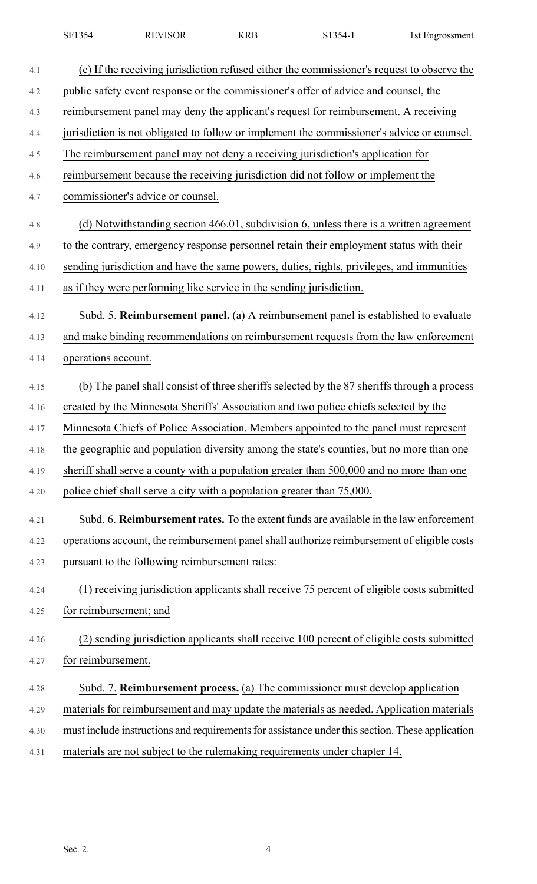(c) If the receiving jurisdiction refused either the commissioner's request to observe the public safety event response or the commissioner's offer of advice and counsel, the reimbursement panel may deny the applicant's request for reimbursement. A receiving jurisdiction is not obligated to follow or implement the commissioner's advice or counsel. The reimbursement panel may not deny a receiving jurisdiction's application for reimbursement because the receiving jurisdiction did not follow or implement the commissioner's advice or counsel.

(d) Notwithstanding section 466.01, subdivision 6, unless there is a written agreement to the contrary, emergency response personnel retain their employment status with their sending jurisdiction and have the same powers, duties, rights, privileges, and immunities as if they were performing like service in the sending jurisdiction.

Subd. 5. **Reimbursement panel.** (a) A reimbursement panel is established to evaluate and make binding recommendations on reimbursement requests from the law enforcement operations account.

(b) The panel shall consist of three sheriffs selected by the 87 sheriffs through a process created by the Minnesota Sheriffs' Association and two police chiefs selected by the Minnesota Chiefs of Police Association. Members appointed to the panel must represent the geographic and population diversity among the state's counties, but no more than one sheriff shall serve a county with a population greater than 500,000 and no more than one police chief shall serve a city with a population greater than 75,000.

Subd. 6. **Reimbursement rates.** To the extent funds are available in the law enforcement operations account, the reimbursement panel shall authorize reimbursement of eligible costs pursuant to the following reimbursement rates:

(1) receiving jurisdiction applicants shall receive 75 percent of eligible costs submitted for reimbursement; and

(2) sending jurisdiction applicants shall receive 100 percent of eligible costs submitted for reimbursement.

Subd. 7. **Reimbursement process.** (a) The commissioner must develop application materials for reimbursement and may update the materials as needed. Application materials must include instructions and requirements for assistance under this section. These application materials are not subject to the rulemaking requirements under chapter 14.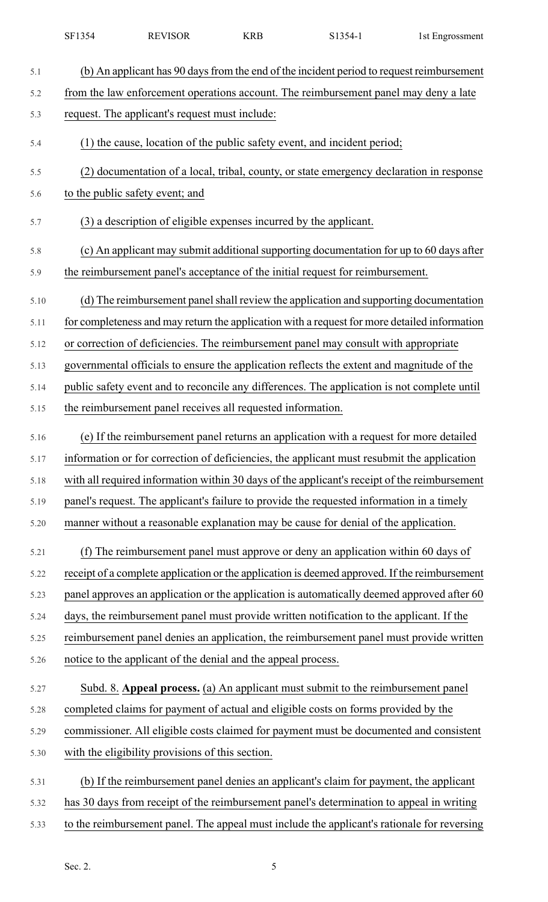(b) An applicant has 90 days from the end of the incident period to request reimbursement from the law enforcement operations account. The reimbursement panel may deny a late request. The applicant's request must include:

(1) the cause, location of the public safety event, and incident period;

(2) documentation of a local, tribal, county, or state emergency declaration in response to the public safety event; and

(3) a description of eligible expenses incurred by the applicant.

(c) An applicant may submit additional supporting documentation for up to 60 days after the reimbursement panel's acceptance of the initial request for reimbursement.

(d) The reimbursement panel shall review the application and supporting documentation for completeness and may return the application with a request for more detailed information or correction of deficiencies. The reimbursement panel may consult with appropriate governmental officials to ensure the application reflects the extent and magnitude of the public safety event and to reconcile any differences. The application is not complete until the reimbursement panel receives all requested information.

(e) If the reimbursement panel returns an application with a request for more detailed information or for correction of deficiencies, the applicant must resubmit the application with all required information within 30 days of the applicant's receipt of the reimbursement panel's request. The applicant's failure to provide the requested information in a timely manner without a reasonable explanation may be cause for denial of the application.

(f) The reimbursement panel must approve or deny an application within 60 days of receipt of a complete application or the application is deemed approved. If the reimbursement panel approves an application or the application is automatically deemed approved after 60 days, the reimbursement panel must provide written notification to the applicant. If the reimbursement panel denies an application, the reimbursement panel must provide written notice to the applicant of the denial and the appeal process.

Subd. 8. **Appeal process.** (a) An applicant must submit to the reimbursement panel completed claims for payment of actual and eligible costs on forms provided by the commissioner. All eligible costs claimed for payment must be documented and consistent with the eligibility provisions of this section.

(b) If the reimbursement panel denies an applicant's claim for payment, the applicant has 30 days from receipt of the reimbursement panel's determination to appeal in writing to the reimbursement panel. The appeal must include the applicant's rationale for reversing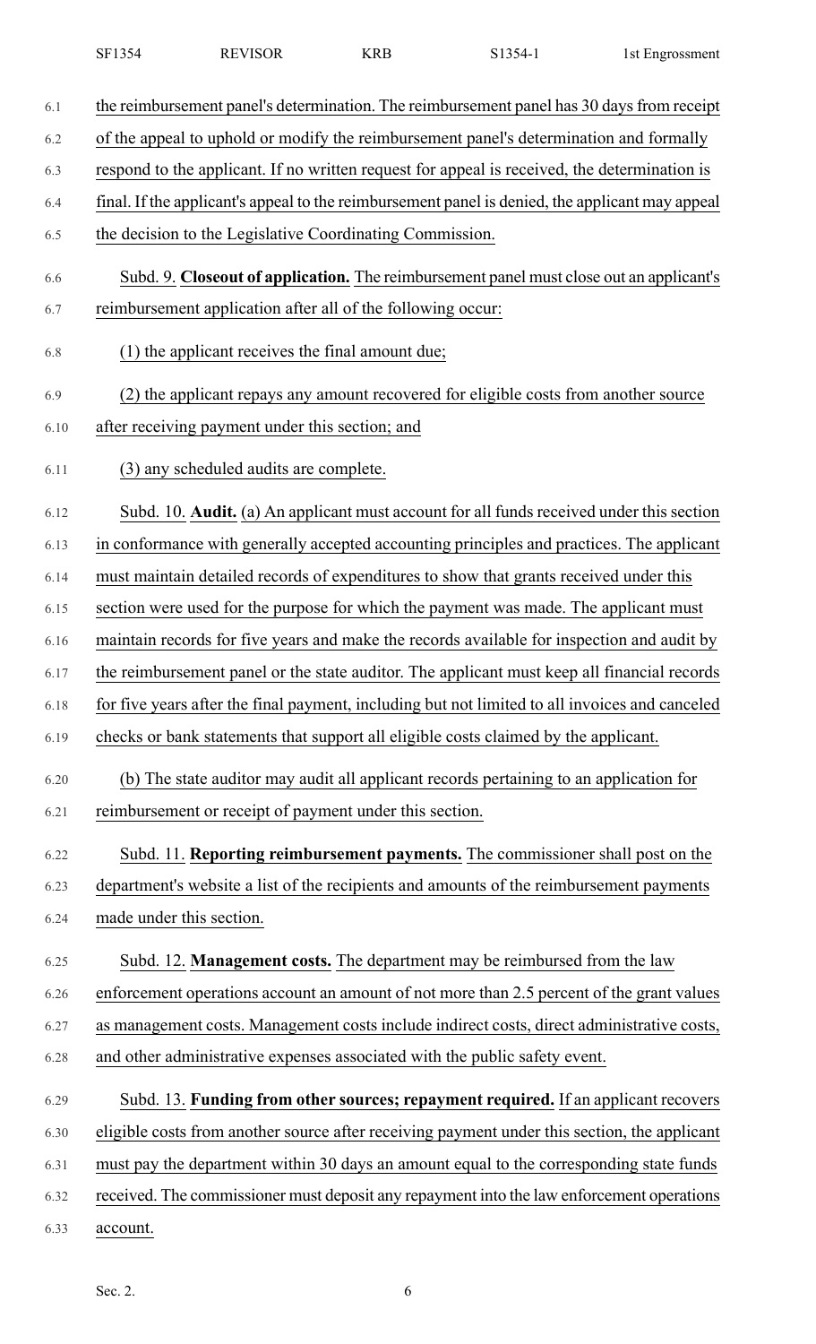the reimbursement panel's determination. The reimbursement panel has 30 days from receipt of the appeal to uphold or modify the reimbursement panel's determination and formally respond to the applicant. If no written request for appeal is received, the determination is final. If the applicant's appeal to the reimbursement panel is denied, the applicant may appeal the decision to the Legislative Coordinating Commission.

Subd. 9. **Closeout of application.** The reimbursement panel must close out an applicant's reimbursement application after all of the following occur:

(1) the applicant receives the final amount due;

(2) the applicant repays any amount recovered for eligible costs from another source after receiving payment under this section; and

(3) any scheduled audits are complete.

Subd. 10. **Audit.** (a) An applicant must account for all funds received under this section in conformance with generally accepted accounting principles and practices. The applicant must maintain detailed records of expenditures to show that grants received under this section were used for the purpose for which the payment was made. The applicant must maintain records for five years and make the records available for inspection and audit by the reimbursement panel or the state auditor. The applicant must keep all financial records for five years after the final payment, including but not limited to all invoices and canceled checks or bank statements that support all eligible costs claimed by the applicant.

(b) The state auditor may audit all applicant records pertaining to an application for reimbursement or receipt of payment under this section.

Subd. 11. **Reporting reimbursement payments.** The commissioner shall post on the department's website a list of the recipients and amounts of the reimbursement payments made under this section.

Subd. 12. **Management costs.** The department may be reimbursed from the law enforcement operations account an amount of not more than 2.5 percent of the grant values as management costs. Management costs include indirect costs, direct administrative costs, and other administrative expenses associated with the public safety event.

Subd. 13. **Funding from other sources; repayment required.** If an applicant recovers eligible costs from another source after receiving payment under this section, the applicant must pay the department within 30 days an amount equal to the corresponding state funds received. The commissioner must deposit any repayment into the law enforcement operations account.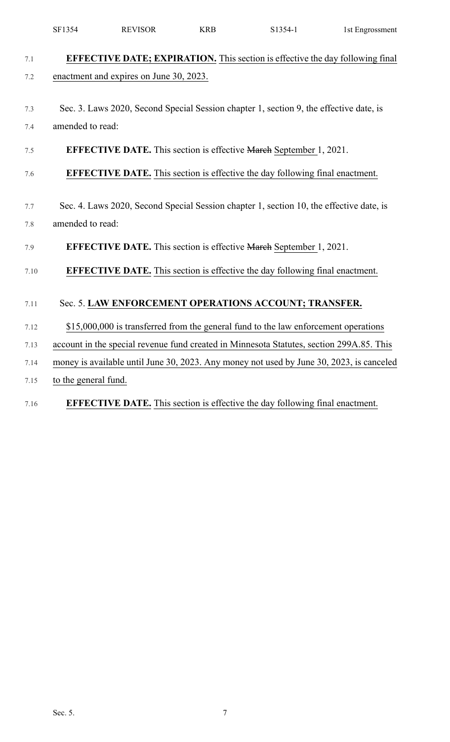**EFFECTIVE DATE; EXPIRATION.** This section is effective the day following final enactment and expires on June 30, 2023.

Sec. 3. Laws 2020, Second Special Session chapter 1, section 9, the effective date, is amended to read:

**EFFECTIVE DATE.** This section is effective ~~March~~ September 1, 2021.

**EFFECTIVE DATE.** This section is effective the day following final enactment.

Sec. 4. Laws 2020, Second Special Session chapter 1, section 10, the effective date, is amended to read:

**EFFECTIVE DATE.** This section is effective ~~March~~ September 1, 2021.

**EFFECTIVE DATE.** This section is effective the day following final enactment.

Sec. 5. **LAW ENFORCEMENT OPERATIONS ACCOUNT; TRANSFER.**

$15,000,000 is transferred from the general fund to the law enforcement operations account in the special revenue fund created in Minnesota Statutes, section 299A.85. This money is available until June 30, 2023. Any money not used by June 30, 2023, is canceled to the general fund.

**EFFECTIVE DATE.** This section is effective the day following final enactment.